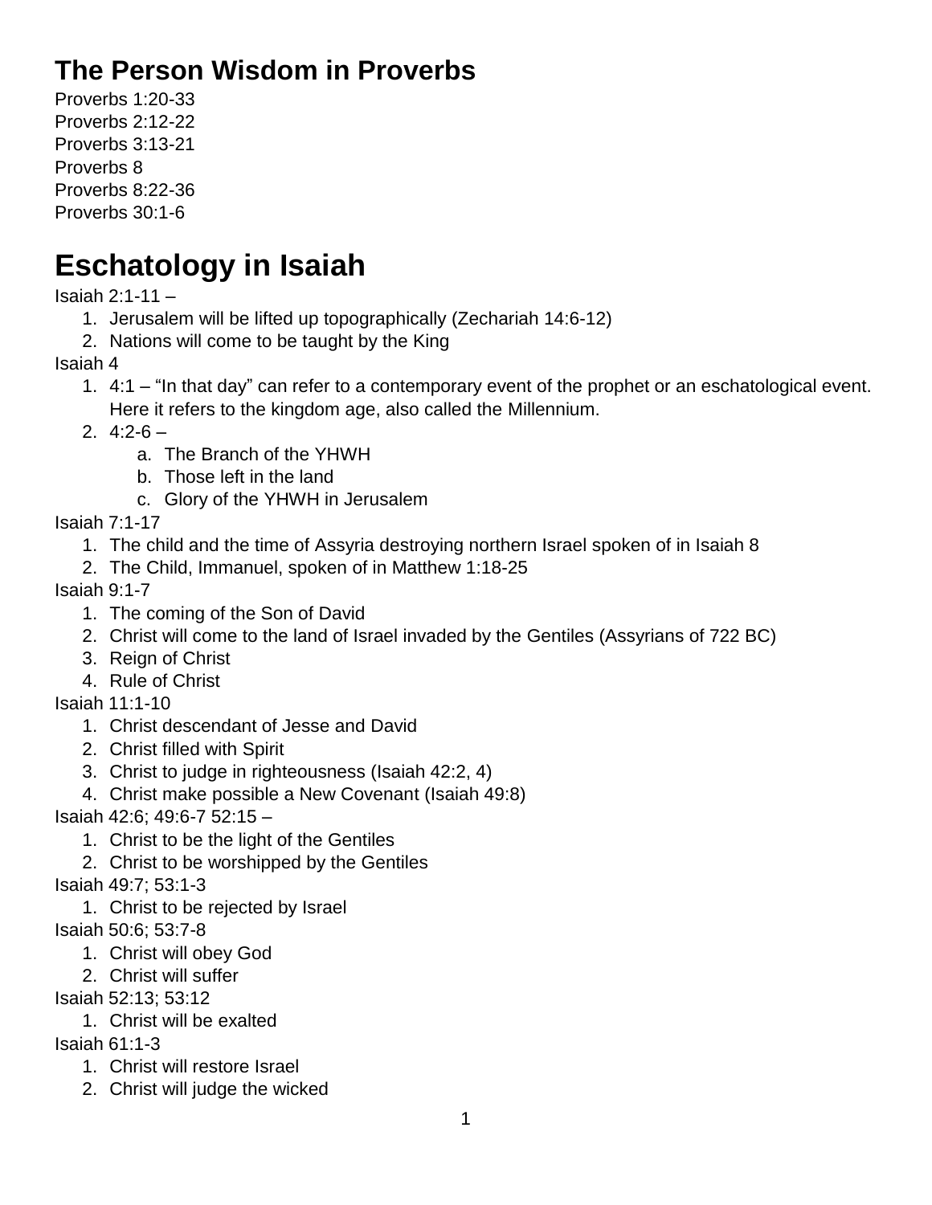## The Person Wisdom in Proverbs

Proverbs 1:20-33
Proverbs 2:12-22
Proverbs 3:13-21
Proverbs 8
Proverbs 8:22-36
Proverbs 30:1-6

# Eschatology in Isaiah

Isaiah 2:1-11 –

1. Jerusalem will be lifted up topographically (Zechariah 14:6-12)
2. Nations will come to be taught by the King

Isaiah 4

1. 4:1 – "In that day" can refer to a contemporary event of the prophet or an eschatological event. Here it refers to the kingdom age, also called the Millennium.
2. 4:2-6 –
   a. The Branch of the YHWH
   b. Those left in the land
   c. Glory of the YHWH in Jerusalem

Isaiah 7:1-17

1. The child and the time of Assyria destroying northern Israel spoken of in Isaiah 8
2. The Child, Immanuel, spoken of in Matthew 1:18-25

Isaiah 9:1-7

1. The coming of the Son of David
2. Christ will come to the land of Israel invaded by the Gentiles (Assyrians of 722 BC)
3. Reign of Christ
4. Rule of Christ

Isaiah 11:1-10

1. Christ descendant of Jesse and David
2. Christ filled with Spirit
3. Christ to judge in righteousness (Isaiah 42:2, 4)
4. Christ make possible a New Covenant (Isaiah 49:8)

Isaiah 42:6; 49:6-7 52:15 –

1. Christ to be the light of the Gentiles
2. Christ to be worshipped by the Gentiles

Isaiah 49:7; 53:1-3

1. Christ to be rejected by Israel

Isaiah 50:6; 53:7-8

1. Christ will obey God
2. Christ will suffer

Isaiah 52:13; 53:12

1. Christ will be exalted

Isaiah 61:1-3

1. Christ will restore Israel
2. Christ will judge the wicked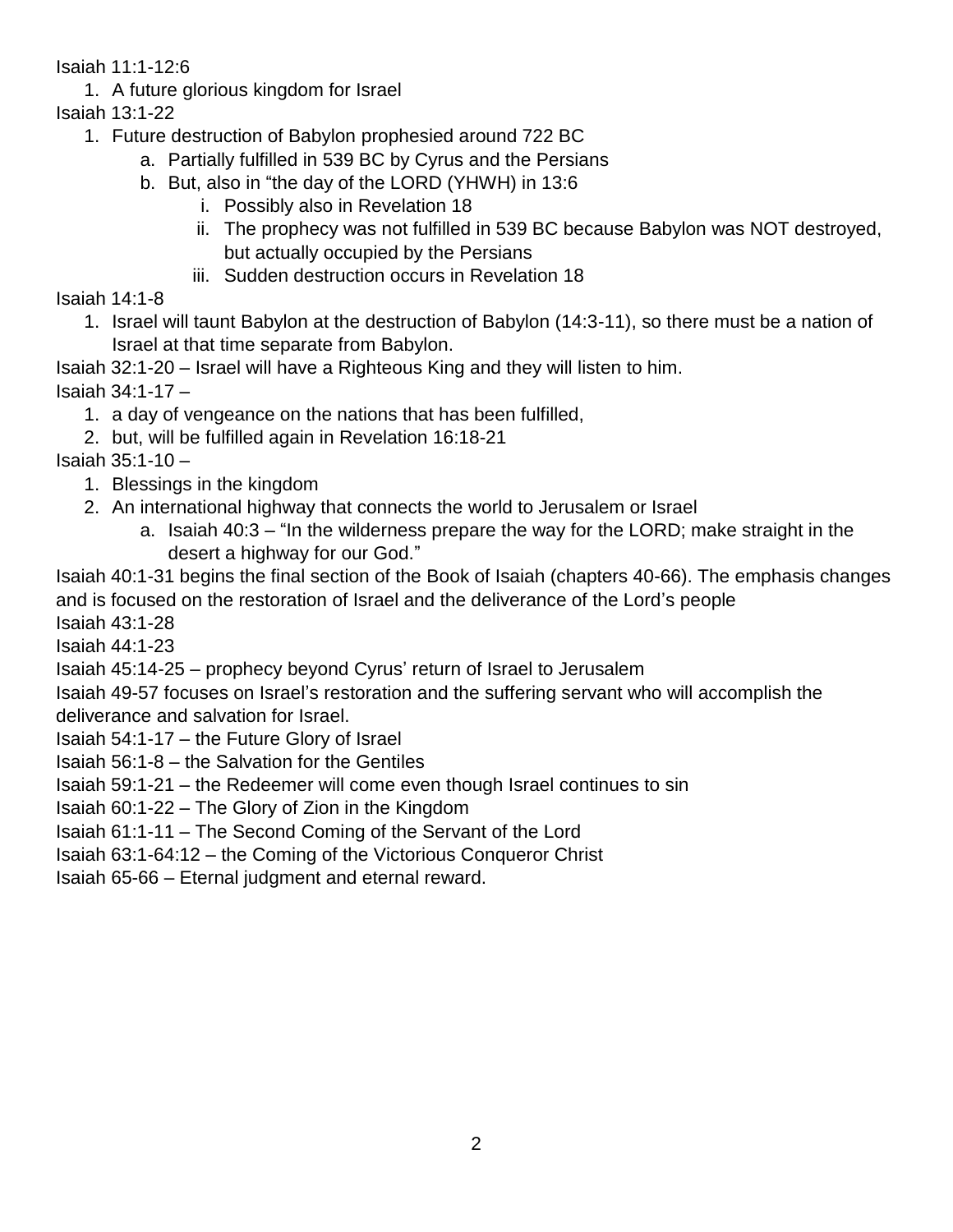Isaiah 11:1-12:6

1. A future glorious kingdom for Israel

Isaiah 13:1-22

1. Future destruction of Babylon prophesied around 722 BC
    a. Partially fulfilled in 539 BC by Cyrus and the Persians
    b. But, also in "the day of the LORD (YHWH) in 13:6
        i. Possibly also in Revelation 18
        ii. The prophecy was not fulfilled in 539 BC because Babylon was NOT destroyed, but actually occupied by the Persians
        iii. Sudden destruction occurs in Revelation 18

Isaiah 14:1-8

1. Israel will taunt Babylon at the destruction of Babylon (14:3-11), so there must be a nation of Israel at that time separate from Babylon.

Isaiah 32:1-20 – Israel will have a Righteous King and they will listen to him.

Isaiah 34:1-17 –

1. a day of vengeance on the nations that has been fulfilled,
2. but, will be fulfilled again in Revelation 16:18-21

Isaiah 35:1-10 –

1. Blessings in the kingdom
2. An international highway that connects the world to Jerusalem or Israel
    a. Isaiah 40:3 – "In the wilderness prepare the way for the LORD; make straight in the desert a highway for our God."

Isaiah 40:1-31 begins the final section of the Book of Isaiah (chapters 40-66). The emphasis changes and is focused on the restoration of Israel and the deliverance of the Lord's people

Isaiah 43:1-28

Isaiah 44:1-23

Isaiah 45:14-25 – prophecy beyond Cyrus' return of Israel to Jerusalem

Isaiah 49-57 focuses on Israel's restoration and the suffering servant who will accomplish the deliverance and salvation for Israel.

Isaiah 54:1-17 – the Future Glory of Israel

Isaiah 56:1-8 – the Salvation for the Gentiles

Isaiah 59:1-21 – the Redeemer will come even though Israel continues to sin

Isaiah 60:1-22 – The Glory of Zion in the Kingdom

Isaiah 61:1-11 – The Second Coming of the Servant of the Lord

Isaiah 63:1-64:12 – the Coming of the Victorious Conqueror Christ

Isaiah 65-66 – Eternal judgment and eternal reward.